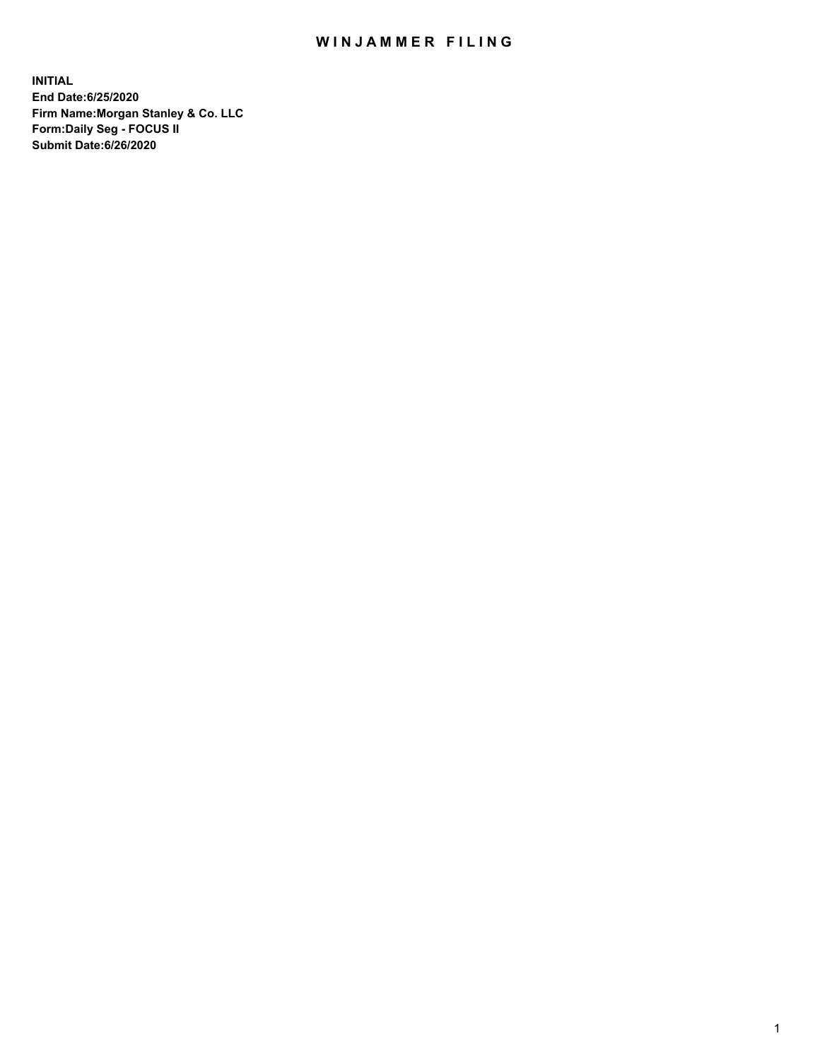# WINJAMMER FILING

**INITIAL**
**End Date:6/25/2020**
**Firm Name:Morgan Stanley & Co. LLC**
**Form:Daily Seg - FOCUS II**
**Submit Date:6/26/2020**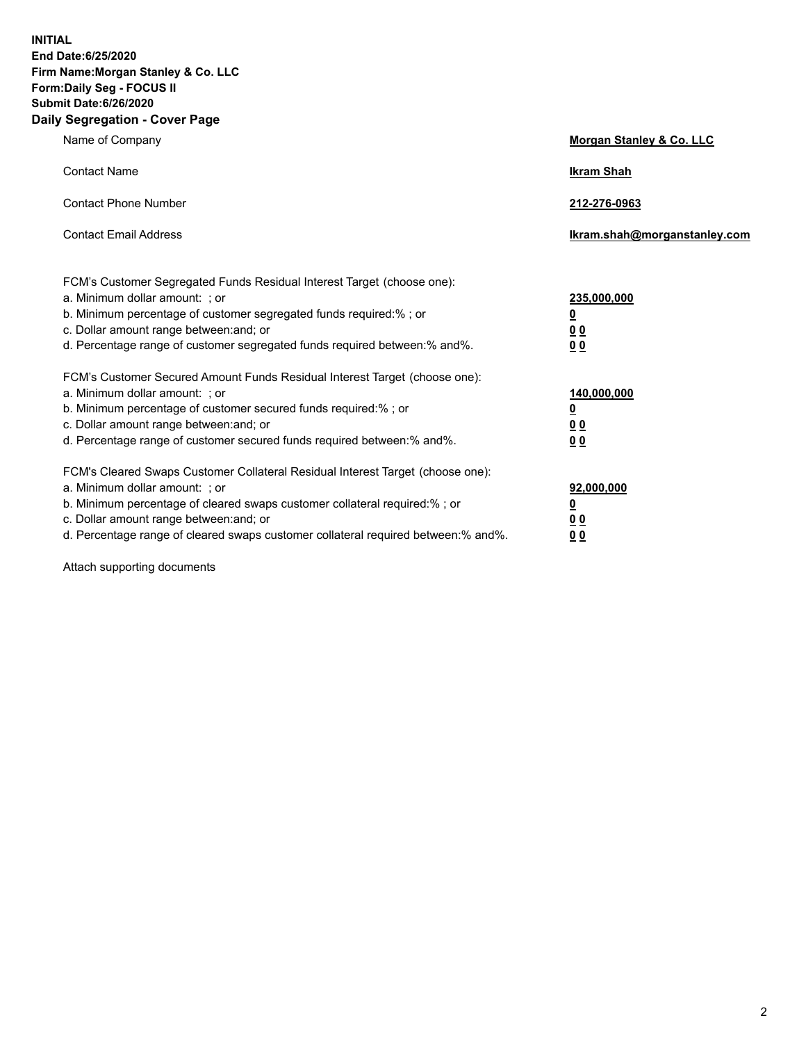**INITIAL**
**End Date:6/25/2020**
**Firm Name:Morgan Stanley & Co. LLC**
**Form:Daily Seg - FOCUS II**
**Submit Date:6/26/2020**

## Daily Segregation - Cover Page

| | |
|---|---|
| Name of Company | **Morgan Stanley & Co. LLC** |
| Contact Name | **Ikram Shah** |
| Contact Phone Number | **212-276-0963** |
| Contact Email Address | **Ikram.shah@morganstanley.com** |

| | |
|---|---|
| FCM's Customer Segregated Funds Residual Interest Target (choose one): | |
| a. Minimum dollar amount: ; or | **235,000,000** |
| b. Minimum percentage of customer segregated funds required:% ; or | **0** |
| c. Dollar amount range between:and; or | **0 0** |
| d. Percentage range of customer segregated funds required between:% and%. | **0 0** |
| FCM's Customer Secured Amount Funds Residual Interest Target (choose one): | |
| a. Minimum dollar amount: ; or | **140,000,000** |
| b. Minimum percentage of customer secured funds required:% ; or | **0** |
| c. Dollar amount range between:and; or | **0 0** |
| d. Percentage range of customer secured funds required between:% and%. | **0 0** |
| FCM's Cleared Swaps Customer Collateral Residual Interest Target (choose one): | |
| a. Minimum dollar amount: ; or | **92,000,000** |
| b. Minimum percentage of cleared swaps customer collateral required:% ; or | **0** |
| c. Dollar amount range between:and; or | **0 0** |
| d. Percentage range of cleared swaps customer collateral required between:% and%. | **0 0** |

Attach supporting documents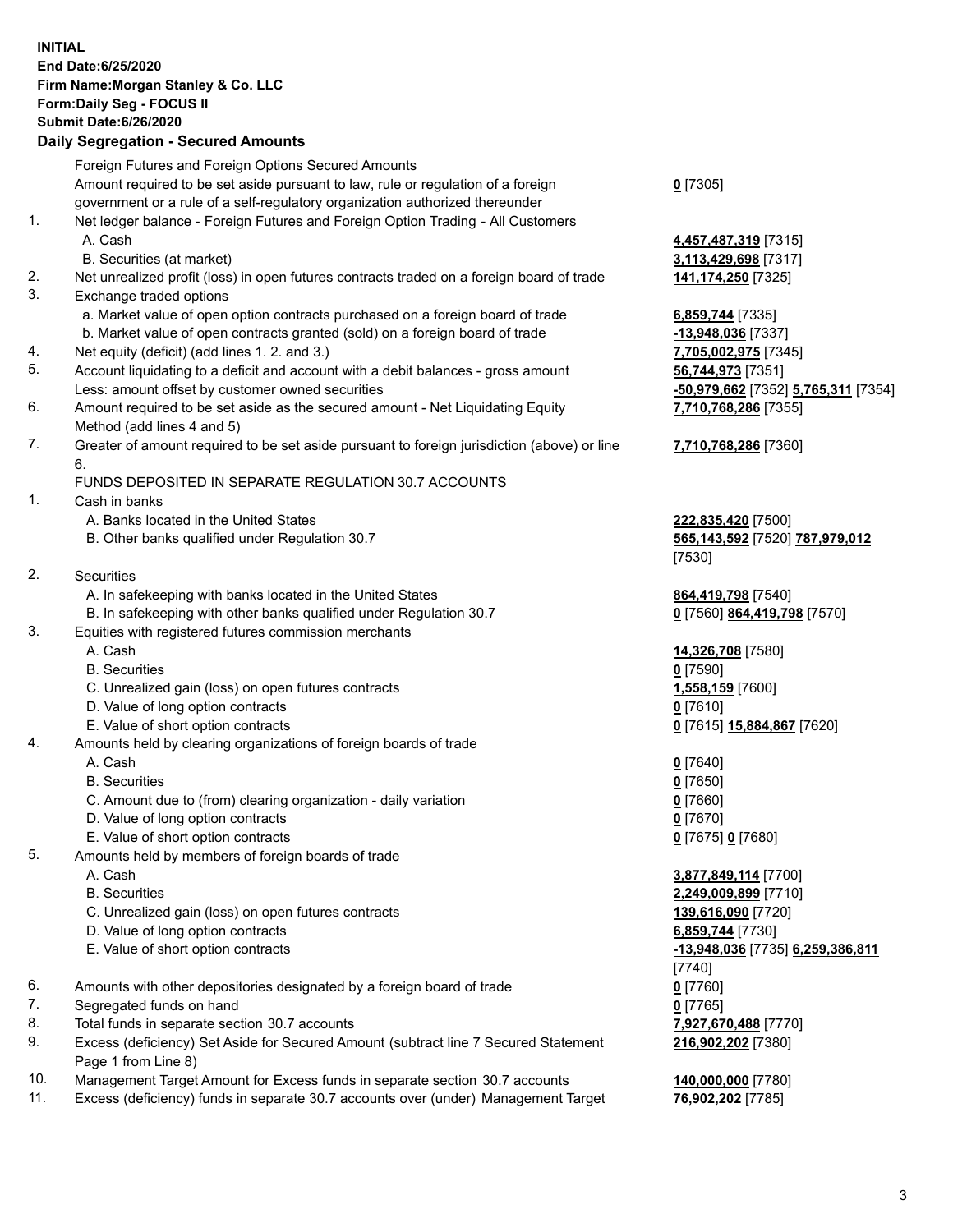**INITIAL**
**End Date:6/25/2020**
**Firm Name:Morgan Stanley & Co. LLC**
**Form:Daily Seg - FOCUS II**
**Submit Date:6/26/2020**

### Daily Segregation - Secured Amounts

| | | |
|---|---|---|
| | Foreign Futures and Foreign Options Secured Amounts | |
| | Amount required to be set aside pursuant to law, rule or regulation of a foreign government or a rule of a self-regulatory organization authorized thereunder | **0** [7305] |
| 1. | Net ledger balance - Foreign Futures and Foreign Option Trading - All Customers | |
| | A. Cash | **4,457,487,319** [7315] |
| | B. Securities (at market) | **3,113,429,698** [7317] |
| 2. | Net unrealized profit (loss) in open futures contracts traded on a foreign board of trade | **141,174,250** [7325] |
| 3. | Exchange traded options | |
| | a. Market value of open option contracts purchased on a foreign board of trade | **6,859,744** [7335] |
| | b. Market value of open contracts granted (sold) on a foreign board of trade | **-13,948,036** [7337] |
| 4. | Net equity (deficit) (add lines 1. 2. and 3.) | **7,705,002,975** [7345] |
| 5. | Account liquidating to a deficit and account with a debit balances - gross amount | **56,744,973** [7351] |
| | Less: amount offset by customer owned securities | **-50,979,662** [7352] **5,765,311** [7354] |
| 6. | Amount required to be set aside as the secured amount - Net Liquidating Equity Method (add lines 4 and 5) | **7,710,768,286** [7355] |
| 7. | Greater of amount required to be set aside pursuant to foreign jurisdiction (above) or line 6. | **7,710,768,286** [7360] |
| | FUNDS DEPOSITED IN SEPARATE REGULATION 30.7 ACCOUNTS | |
| 1. | Cash in banks | |
| | A. Banks located in the United States | **222,835,420** [7500] |
| | B. Other banks qualified under Regulation 30.7 | **565,143,592** [7520] **787,979,012** [7530] |
| 2. | Securities | |
| | A. In safekeeping with banks located in the United States | **864,419,798** [7540] |
| | B. In safekeeping with other banks qualified under Regulation 30.7 | **0** [7560] **864,419,798** [7570] |
| 3. | Equities with registered futures commission merchants | |
| | A. Cash | **14,326,708** [7580] |
| | B. Securities | **0** [7590] |
| | C. Unrealized gain (loss) on open futures contracts | **1,558,159** [7600] |
| | D. Value of long option contracts | **0** [7610] |
| | E. Value of short option contracts | **0** [7615] **15,884,867** [7620] |
| 4. | Amounts held by clearing organizations of foreign boards of trade | |
| | A. Cash | **0** [7640] |
| | B. Securities | **0** [7650] |
| | C. Amount due to (from) clearing organization - daily variation | **0** [7660] |
| | D. Value of long option contracts | **0** [7670] |
| | E. Value of short option contracts | **0** [7675] **0** [7680] |
| 5. | Amounts held by members of foreign boards of trade | |
| | A. Cash | **3,877,849,114** [7700] |
| | B. Securities | **2,249,009,899** [7710] |
| | C. Unrealized gain (loss) on open futures contracts | **139,616,090** [7720] |
| | D. Value of long option contracts | **6,859,744** [7730] |
| | E. Value of short option contracts | **-13,948,036** [7735] **6,259,386,811** [7740] |
| 6. | Amounts with other depositories designated by a foreign board of trade | **0** [7760] |
| 7. | Segregated funds on hand | **0** [7765] |
| 8. | Total funds in separate section 30.7 accounts | **7,927,670,488** [7770] |
| 9. | Excess (deficiency) Set Aside for Secured Amount (subtract line 7 Secured Statement Page 1 from Line 8) | **216,902,202** [7380] |
| 10. | Management Target Amount for Excess funds in separate section 30.7 accounts | **140,000,000** [7780] |
| 11. | Excess (deficiency) funds in separate 30.7 accounts over (under) Management Target | **76,902,202** [7785] |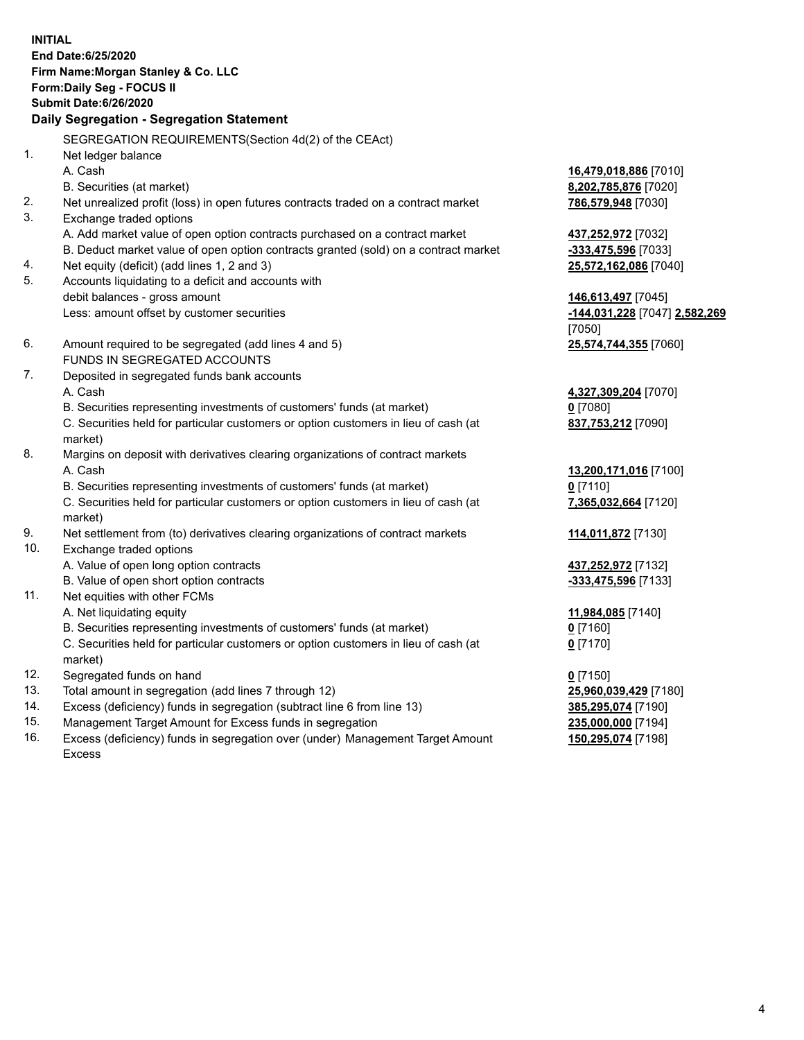**INITIAL**
**End Date:6/25/2020**
**Firm Name:Morgan Stanley & Co. LLC**
**Form:Daily Seg - FOCUS II**
**Submit Date:6/26/2020**

**Daily Segregation - Segregation Statement**

| | | |
|---|---|---|
| | SEGREGATION REQUIREMENTS(Section 4d(2) of the CEAct) | |
| 1. | Net ledger balance | |
| | A. Cash | **16,479,018,886** [7010] |
| | B. Securities (at market) | **8,202,785,876** [7020] |
| 2. | Net unrealized profit (loss) in open futures contracts traded on a contract market | **786,579,948** [7030] |
| 3. | Exchange traded options | |
| | A. Add market value of open option contracts purchased on a contract market | **437,252,972** [7032] |
| | B. Deduct market value of open option contracts granted (sold) on a contract market | **-333,475,596** [7033] |
| 4. | Net equity (deficit) (add lines 1, 2 and 3) | **25,572,162,086** [7040] |
| 5. | Accounts liquidating to a deficit and accounts with debit balances - gross amount | **146,613,497** [7045] |
| | Less: amount offset by customer securities | **-144,031,228** [7047] **2,582,269** [7050] |
| 6. | Amount required to be segregated (add lines 4 and 5) | **25,574,744,355** [7060] |
| | FUNDS IN SEGREGATED ACCOUNTS | |
| 7. | Deposited in segregated funds bank accounts | |
| | A. Cash | **4,327,309,204** [7070] |
| | B. Securities representing investments of customers' funds (at market) | **0** [7080] |
| | C. Securities held for particular customers or option customers in lieu of cash (at market) | **837,753,212** [7090] |
| 8. | Margins on deposit with derivatives clearing organizations of contract markets | |
| | A. Cash | **13,200,171,016** [7100] |
| | B. Securities representing investments of customers' funds (at market) | **0** [7110] |
| | C. Securities held for particular customers or option customers in lieu of cash (at market) | **7,365,032,664** [7120] |
| 9. | Net settlement from (to) derivatives clearing organizations of contract markets | **114,011,872** [7130] |
| 10. | Exchange traded options | |
| | A. Value of open long option contracts | **437,252,972** [7132] |
| | B. Value of open short option contracts | **-333,475,596** [7133] |
| 11. | Net equities with other FCMs | |
| | A. Net liquidating equity | **11,984,085** [7140] |
| | B. Securities representing investments of customers' funds (at market) | **0** [7160] |
| | C. Securities held for particular customers or option customers in lieu of cash (at market) | **0** [7170] |
| 12. | Segregated funds on hand | **0** [7150] |
| 13. | Total amount in segregation (add lines 7 through 12) | **25,960,039,429** [7180] |
| 14. | Excess (deficiency) funds in segregation (subtract line 6 from line 13) | **385,295,074** [7190] |
| 15. | Management Target Amount for Excess funds in segregation | **235,000,000** [7194] |
| 16. | Excess (deficiency) funds in segregation over (under) Management Target Amount Excess | **150,295,074** [7198] |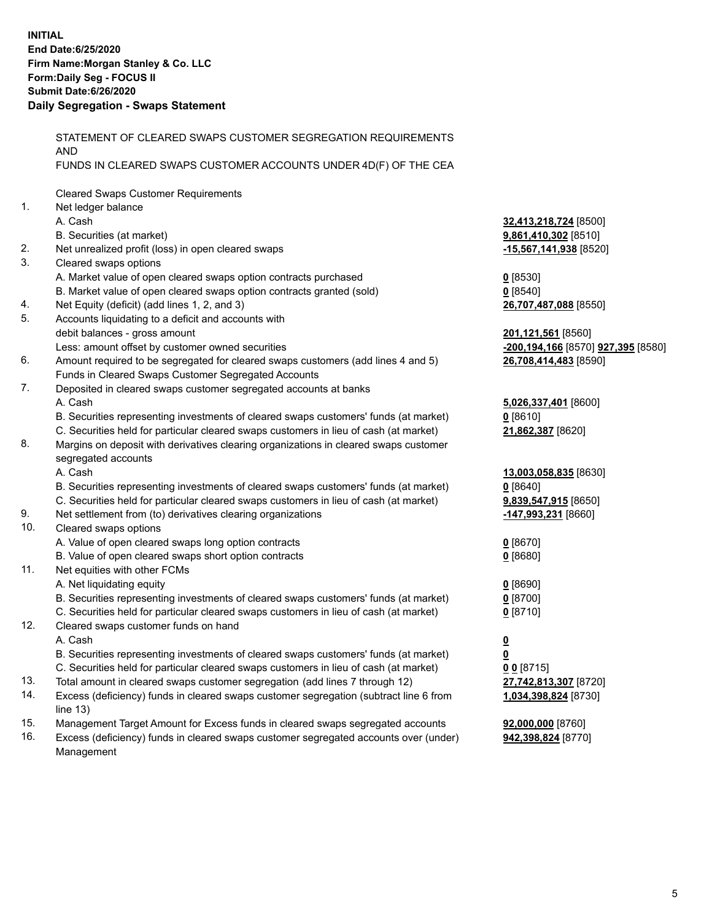**INITIAL**
**End Date:6/25/2020**
**Firm Name:Morgan Stanley & Co. LLC**
**Form:Daily Seg - FOCUS II**
**Submit Date:6/26/2020**
**Daily Segregation - Swaps Statement**

STATEMENT OF CLEARED SWAPS CUSTOMER SEGREGATION REQUIREMENTS AND
FUNDS IN CLEARED SWAPS CUSTOMER ACCOUNTS UNDER 4D(F) OF THE CEA

| | | |
|---|---|---|
| | Cleared Swaps Customer Requirements | |
| 1. | Net ledger balance | |
| | A. Cash | **32,413,218,724** [8500] |
| | B. Securities (at market) | **9,861,410,302** [8510] |
| 2. | Net unrealized profit (loss) in open cleared swaps | **-15,567,141,938** [8520] |
| 3. | Cleared swaps options | |
| | A. Market value of open cleared swaps option contracts purchased | **0** [8530] |
| | B. Market value of open cleared swaps option contracts granted (sold) | **0** [8540] |
| 4. | Net Equity (deficit) (add lines 1, 2, and 3) | **26,707,487,088** [8550] |
| 5. | Accounts liquidating to a deficit and accounts with | |
| | debit balances - gross amount | **201,121,561** [8560] |
| | Less: amount offset by customer owned securities | **-200,194,166** [8570] **927,395** [8580] |
| 6. | Amount required to be segregated for cleared swaps customers (add lines 4 and 5) | **26,708,414,483** [8590] |
| | Funds in Cleared Swaps Customer Segregated Accounts | |
| 7. | Deposited in cleared swaps customer segregated accounts at banks | |
| | A. Cash | **5,026,337,401** [8600] |
| | B. Securities representing investments of cleared swaps customers' funds (at market) | **0** [8610] |
| | C. Securities held for particular cleared swaps customers in lieu of cash (at market) | **21,862,387** [8620] |
| 8. | Margins on deposit with derivatives clearing organizations in cleared swaps customer segregated accounts | |
| | A. Cash | **13,003,058,835** [8630] |
| | B. Securities representing investments of cleared swaps customers' funds (at market) | **0** [8640] |
| | C. Securities held for particular cleared swaps customers in lieu of cash (at market) | **9,839,547,915** [8650] |
| 9. | Net settlement from (to) derivatives clearing organizations | **-147,993,231** [8660] |
| 10. | Cleared swaps options | |
| | A. Value of open cleared swaps long option contracts | **0** [8670] |
| | B. Value of open cleared swaps short option contracts | **0** [8680] |
| 11. | Net equities with other FCMs | |
| | A. Net liquidating equity | **0** [8690] |
| | B. Securities representing investments of cleared swaps customers' funds (at market) | **0** [8700] |
| | C. Securities held for particular cleared swaps customers in lieu of cash (at market) | **0** [8710] |
| 12. | Cleared swaps customer funds on hand | |
| | A. Cash | **0** |
| | B. Securities representing investments of cleared swaps customers' funds (at market) | **0** |
| | C. Securities held for particular cleared swaps customers in lieu of cash (at market) | **0** **0** [8715] |
| 13. | Total amount in cleared swaps customer segregation (add lines 7 through 12) | **27,742,813,307** [8720] |
| 14. | Excess (deficiency) funds in cleared swaps customer segregation (subtract line 6 from line 13) | **1,034,398,824** [8730] |
| 15. | Management Target Amount for Excess funds in cleared swaps segregated accounts | **92,000,000** [8760] |
| 16. | Excess (deficiency) funds in cleared swaps customer segregated accounts over (under) Management | **942,398,824** [8770] |